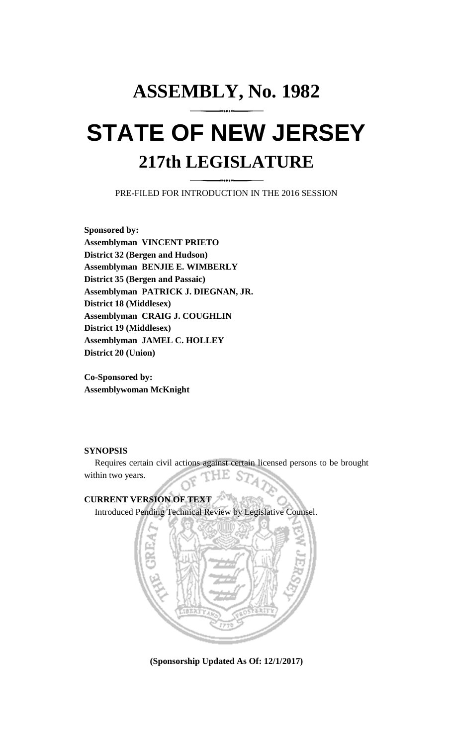# ASSEMBLY, No. 1982

# STATE OF NEW JERSEY

## 217th LEGISLATURE

PRE-FILED FOR INTRODUCTION IN THE 2016 SESSION

**Sponsored by:**
**Assemblyman VINCENT PRIETO**
**District 32 (Bergen and Hudson)**
**Assemblyman BENJIE E. WIMBERLY**
**District 35 (Bergen and Passaic)**
**Assemblyman PATRICK J. DIEGNAN, JR.**
**District 18 (Middlesex)**
**Assemblyman CRAIG J. COUGHLIN**
**District 19 (Middlesex)**
**Assemblyman JAMEL C. HOLLEY**
**District 20 (Union)**

**Co-Sponsored by:**
**Assemblywoman McKnight**

**SYNOPSIS**

Requires certain civil actions against certain licensed persons to be brought within two years.

**CURRENT VERSION OF TEXT**

Introduced Pending Technical Review by Legislative Counsel.

**(Sponsorship Updated As Of: 12/1/2017)**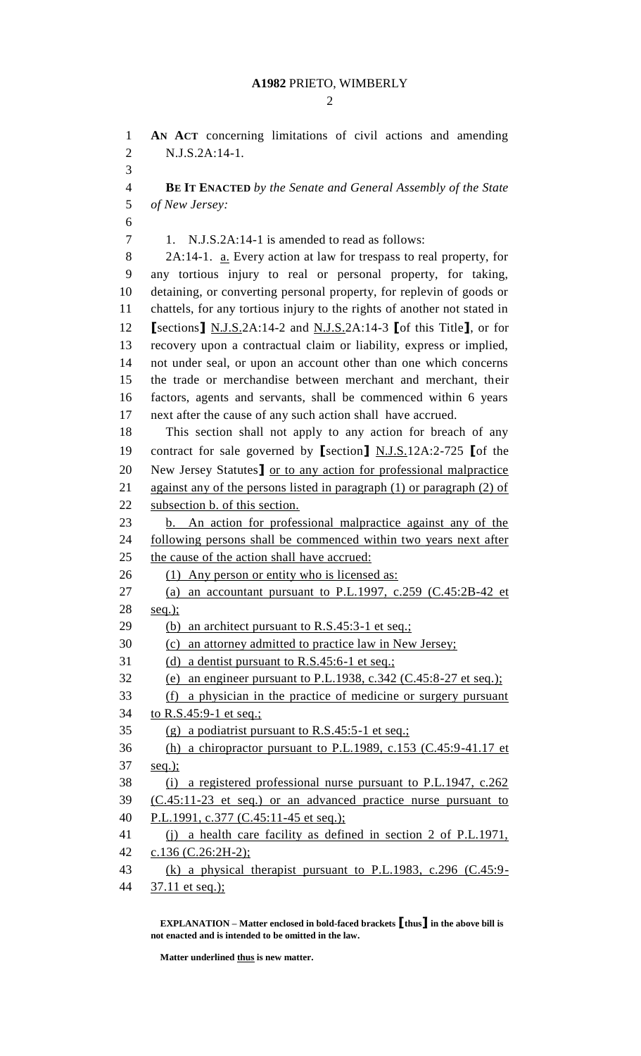**AN ACT** concerning limitations of civil actions and amending N.J.S.2A:14-1.

**BE IT ENACTED** *by the Senate and General Assembly of the State of New Jersey:*

1. N.J.S.2A:14-1 is amended to read as follows:

2A:14-1. a. Every action at law for trespass to real property, for any tortious injury to real or personal property, for taking, detaining, or converting personal property, for replevin of goods or chattels, for any tortious injury to the rights of another not stated in **[**sections**]** N.J.S.2A:14-2 and N.J.S.2A:14-3 **[**of this Title**]**, or for recovery upon a contractual claim or liability, express or implied, not under seal, or upon an account other than one which concerns the trade or merchandise between merchant and merchant, their factors, agents and servants, shall be commenced within 6 years next after the cause of any such action shall have accrued.

This section shall not apply to any action for breach of any contract for sale governed by **[**section**]** N.J.S.12A:2-725 **[**of the New Jersey Statutes**]** or to any action for professional malpractice against any of the persons listed in paragraph (1) or paragraph (2) of subsection b. of this section.

b. An action for professional malpractice against any of the following persons shall be commenced within two years next after the cause of the action shall have accrued:

(1) Any person or entity who is licensed as:

(a) an accountant pursuant to P.L.1997, c.259 (C.45:2B-42 et seq.);

(b) an architect pursuant to R.S.45:3-1 et seq.;

(c) an attorney admitted to practice law in New Jersey;

(d) a dentist pursuant to R.S.45:6-1 et seq.;

(e) an engineer pursuant to P.L.1938, c.342 (C.45:8-27 et seq.);

(f) a physician in the practice of medicine or surgery pursuant to R.S.45:9-1 et seq.;

(g) a podiatrist pursuant to R.S.45:5-1 et seq.;

(h) a chiropractor pursuant to P.L.1989, c.153 (C.45:9-41.17 et seq.);

(i) a registered professional nurse pursuant to P.L.1947, c.262 (C.45:11-23 et seq.) or an advanced practice nurse pursuant to P.L.1991, c.377 (C.45:11-45 et seq.);

(j) a health care facility as defined in section 2 of P.L.1971, c.136 (C.26:2H-2);

(k) a physical therapist pursuant to P.L.1983, c.296 (C.45:9-37.11 et seq.);

**EXPLANATION – Matter enclosed in bold-faced brackets [thus] in the above bill is not enacted and is intended to be omitted in the law.**

**Matter underlined thus is new matter.**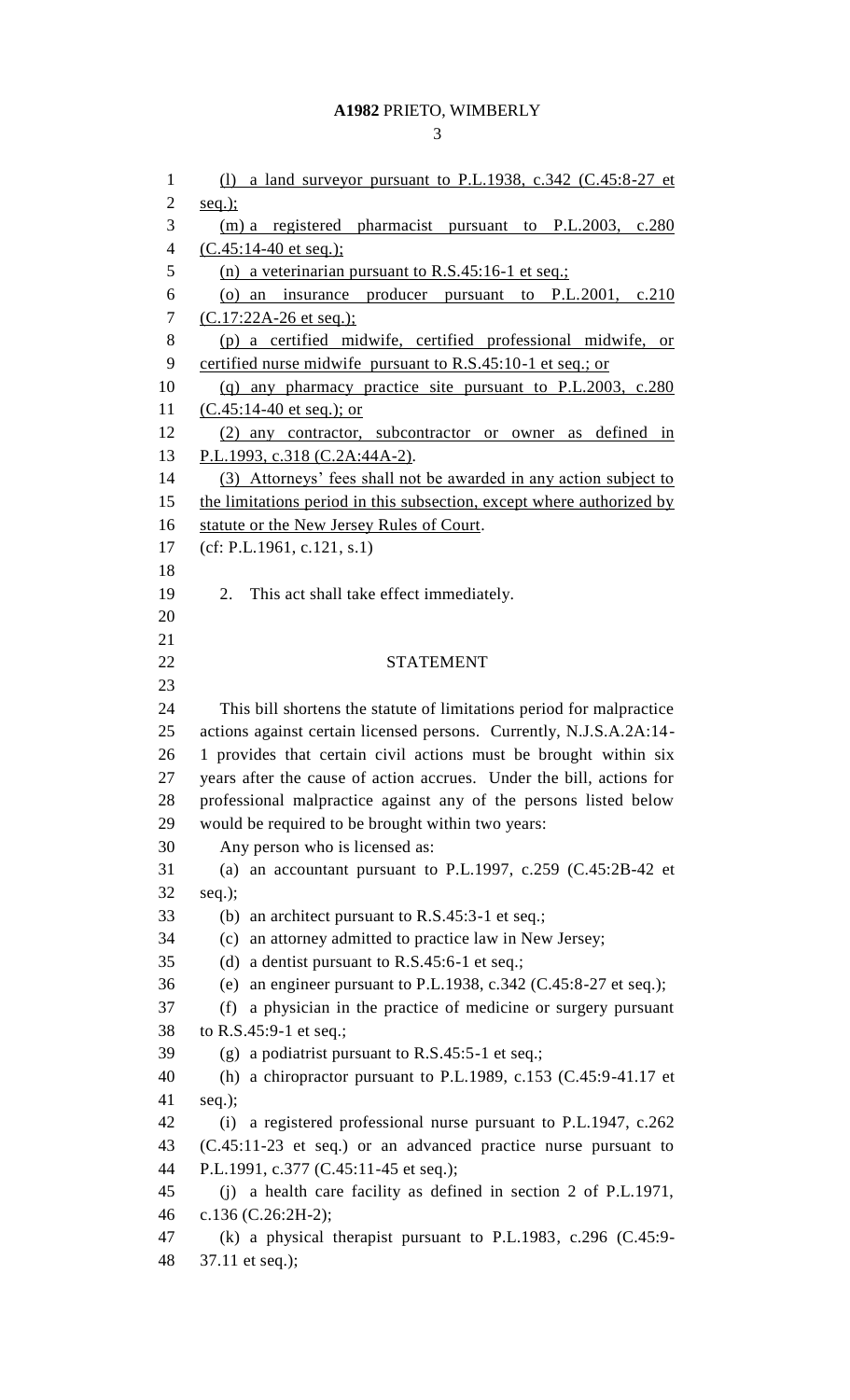(l) a land surveyor pursuant to P.L.1938, c.342 (C.45:8-27 et seq.);

(m) a registered pharmacist pursuant to P.L.2003, c.280 (C.45:14-40 et seq.);

(n) a veterinarian pursuant to R.S.45:16-1 et seq.;

(o) an insurance producer pursuant to P.L.2001, c.210 (C.17:22A-26 et seq.);

(p) a certified midwife, certified professional midwife, or certified nurse midwife pursuant to R.S.45:10-1 et seq.; or

(q) any pharmacy practice site pursuant to P.L.2003, c.280 (C.45:14-40 et seq.); or

(2) any contractor, subcontractor or owner as defined in P.L.1993, c.318 (C.2A:44A-2).

(3) Attorneys' fees shall not be awarded in any action subject to the limitations period in this subsection, except where authorized by statute or the New Jersey Rules of Court.

(cf: P.L.1961, c.121, s.1)

2. This act shall take effect immediately.

## STATEMENT

This bill shortens the statute of limitations period for malpractice actions against certain licensed persons. Currently, N.J.S.A.2A:14-1 provides that certain civil actions must be brought within six years after the cause of action accrues. Under the bill, actions for professional malpractice against any of the persons listed below would be required to be brought within two years:

Any person who is licensed as:

(a) an accountant pursuant to P.L.1997, c.259 (C.45:2B-42 et seq.);

(b) an architect pursuant to R.S.45:3-1 et seq.;

(c) an attorney admitted to practice law in New Jersey;

(d) a dentist pursuant to R.S.45:6-1 et seq.;

(e) an engineer pursuant to P.L.1938, c.342 (C.45:8-27 et seq.);

(f) a physician in the practice of medicine or surgery pursuant to R.S.45:9-1 et seq.;

(g) a podiatrist pursuant to R.S.45:5-1 et seq.;

(h) a chiropractor pursuant to P.L.1989, c.153 (C.45:9-41.17 et seq.);

(i) a registered professional nurse pursuant to P.L.1947, c.262 (C.45:11-23 et seq.) or an advanced practice nurse pursuant to P.L.1991, c.377 (C.45:11-45 et seq.);

(j) a health care facility as defined in section 2 of P.L.1971, c.136 (C.26:2H-2);

(k) a physical therapist pursuant to P.L.1983, c.296 (C.45:9-37.11 et seq.);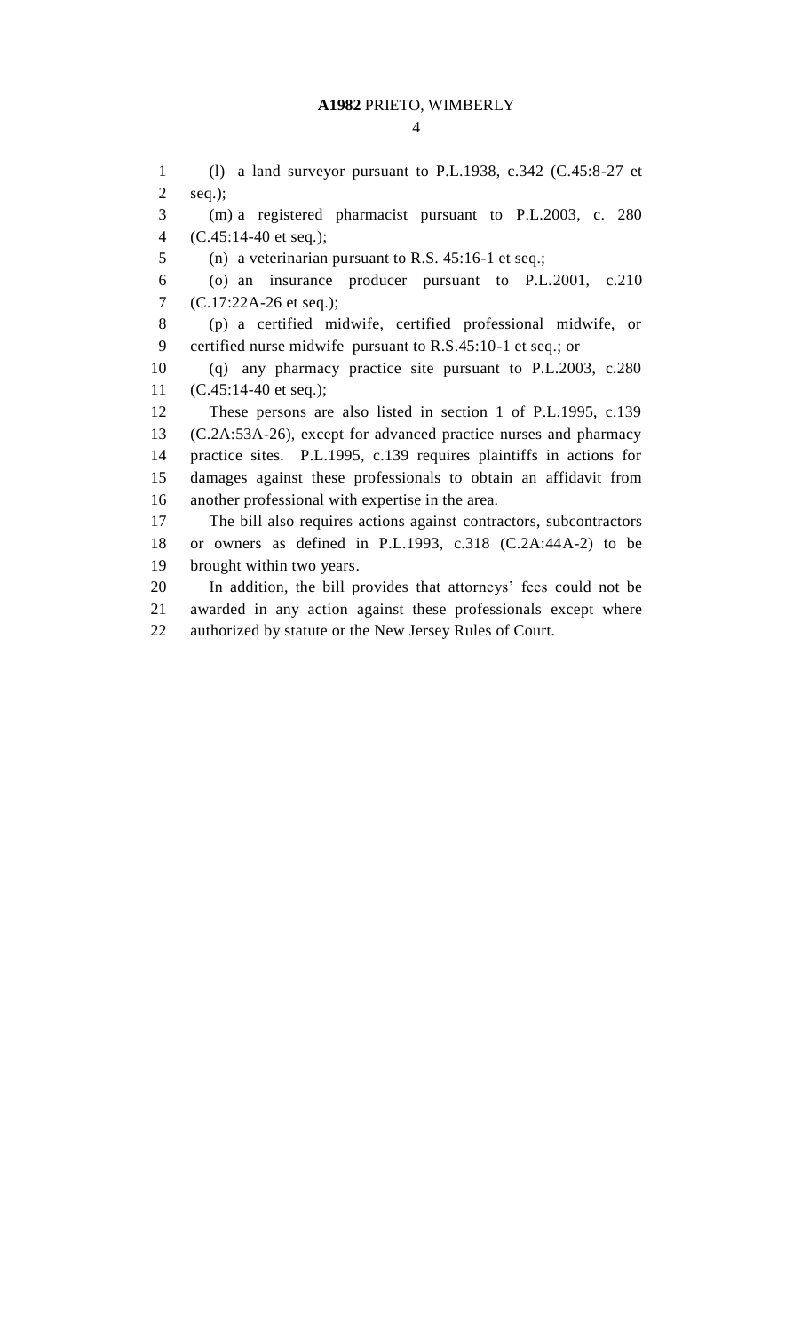(l) a land surveyor pursuant to P.L.1938, c.342 (C.45:8-27 et seq.);

(m) a registered pharmacist pursuant to P.L.2003, c. 280 (C.45:14-40 et seq.);

(n) a veterinarian pursuant to R.S. 45:16-1 et seq.;

(o) an insurance producer pursuant to P.L.2001, c.210 (C.17:22A-26 et seq.);

(p) a certified midwife, certified professional midwife, or certified nurse midwife pursuant to R.S.45:10-1 et seq.; or

(q) any pharmacy practice site pursuant to P.L.2003, c.280 (C.45:14-40 et seq.);

These persons are also listed in section 1 of P.L.1995, c.139 (C.2A:53A-26), except for advanced practice nurses and pharmacy practice sites. P.L.1995, c.139 requires plaintiffs in actions for damages against these professionals to obtain an affidavit from another professional with expertise in the area.

The bill also requires actions against contractors, subcontractors or owners as defined in P.L.1993, c.318 (C.2A:44A-2) to be brought within two years.

In addition, the bill provides that attorneys' fees could not be awarded in any action against these professionals except where authorized by statute or the New Jersey Rules of Court.